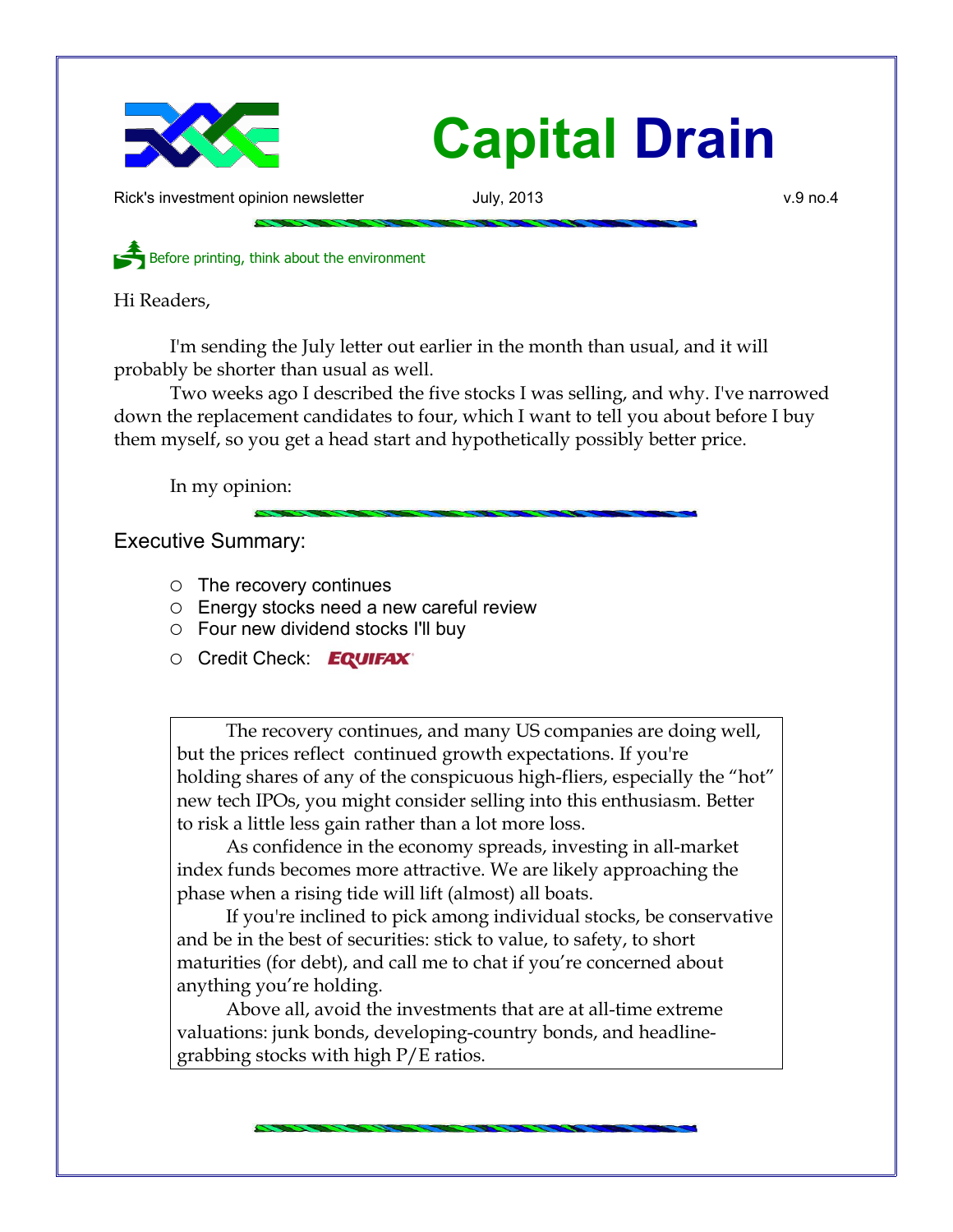# Capital Drain

Rick's investment opinion newsletter July, 2013 v.9 no.4

Before printing, think about the environment

Hi Readers,

I'm sending the July letter out earlier in the month than usual, and it will probably be shorter than usual as well.

Two weeks ago I described the five stocks I was selling, and why. I've narrowed down the replacement candidates to four, which I want to tell you about before I buy them myself, so you get a head start and hypothetically possibly better price.

In my opinion:

## Executive Summary:

- The recovery continues
- Energy stocks need a new careful review
- Four new dividend stocks I'll buy
- Credit Check: EQUIFAX

The recovery continues, and many US companies are doing well, but the prices reflect continued growth expectations. If you're holding shares of any of the conspicuous high-fliers, especially the "hot" new tech IPOs, you might consider selling into this enthusiasm. Better to risk a little less gain rather than a lot more loss.

As confidence in the economy spreads, investing in all-market index funds becomes more attractive. We are likely approaching the phase when a rising tide will lift (almost) all boats.

If you're inclined to pick among individual stocks, be conservative and be in the best of securities: stick to value, to safety, to short maturities (for debt), and call me to chat if you're concerned about anything you're holding.

Above all, avoid the investments that are at all-time extreme valuations: junk bonds, developing-country bonds, and headline-grabbing stocks with high P/E ratios.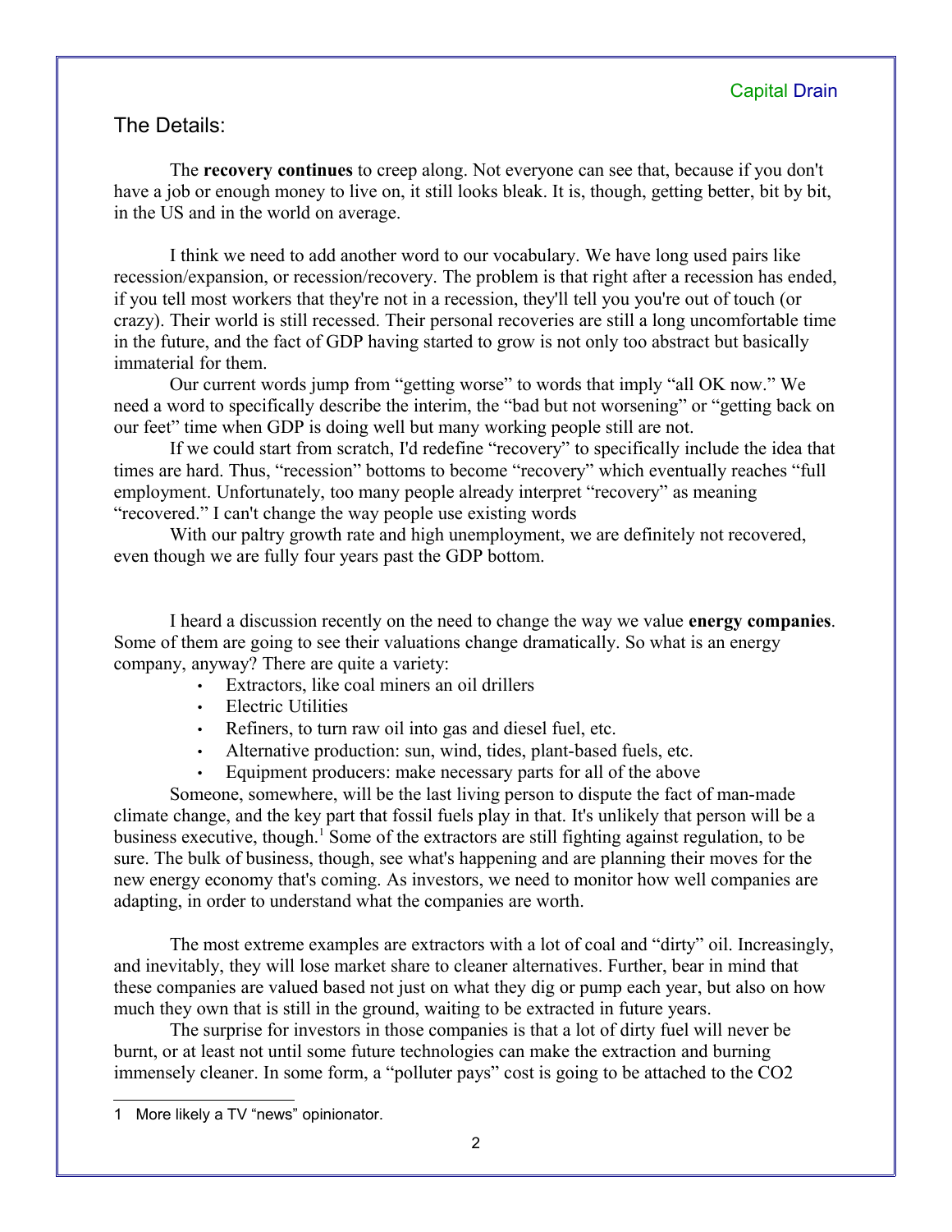## The Details:

The **recovery continues** to creep along. Not everyone can see that, because if you don't have a job or enough money to live on, it still looks bleak. It is, though, getting better, bit by bit, in the US and in the world on average.

I think we need to add another word to our vocabulary. We have long used pairs like recession/expansion, or recession/recovery. The problem is that right after a recession has ended, if you tell most workers that they're not in a recession, they'll tell you you're out of touch (or crazy). Their world is still recessed. Their personal recoveries are still a long uncomfortable time in the future, and the fact of GDP having started to grow is not only too abstract but basically immaterial for them.

Our current words jump from "getting worse" to words that imply "all OK now." We need a word to specifically describe the interim, the "bad but not worsening" or "getting back on our feet" time when GDP is doing well but many working people still are not.

If we could start from scratch, I'd redefine "recovery" to specifically include the idea that times are hard. Thus, "recession" bottoms to become "recovery" which eventually reaches "full employment. Unfortunately, too many people already interpret "recovery" as meaning "recovered." I can't change the way people use existing words

With our paltry growth rate and high unemployment, we are definitely not recovered, even though we are fully four years past the GDP bottom.

I heard a discussion recently on the need to change the way we value **energy companies**. Some of them are going to see their valuations change dramatically. So what is an energy company, anyway? There are quite a variety:

- Extractors, like coal miners an oil drillers
- Electric Utilities
- Refiners, to turn raw oil into gas and diesel fuel, etc.
- Alternative production: sun, wind, tides, plant-based fuels, etc.
- Equipment producers: make necessary parts for all of the above

Someone, somewhere, will be the last living person to dispute the fact of man-made climate change, and the key part that fossil fuels play in that. It's unlikely that person will be a business executive, though.[1] Some of the extractors are still fighting against regulation, to be sure. The bulk of business, though, see what's happening and are planning their moves for the new energy economy that's coming. As investors, we need to monitor how well companies are adapting, in order to understand what the companies are worth.

The most extreme examples are extractors with a lot of coal and "dirty" oil. Increasingly, and inevitably, they will lose market share to cleaner alternatives. Further, bear in mind that these companies are valued based not just on what they dig or pump each year, but also on how much they own that is still in the ground, waiting to be extracted in future years.

The surprise for investors in those companies is that a lot of dirty fuel will never be burnt, or at least not until some future technologies can make the extraction and burning immensely cleaner. In some form, a "polluter pays" cost is going to be attached to the CO2

[1] More likely a TV "news" opinionator.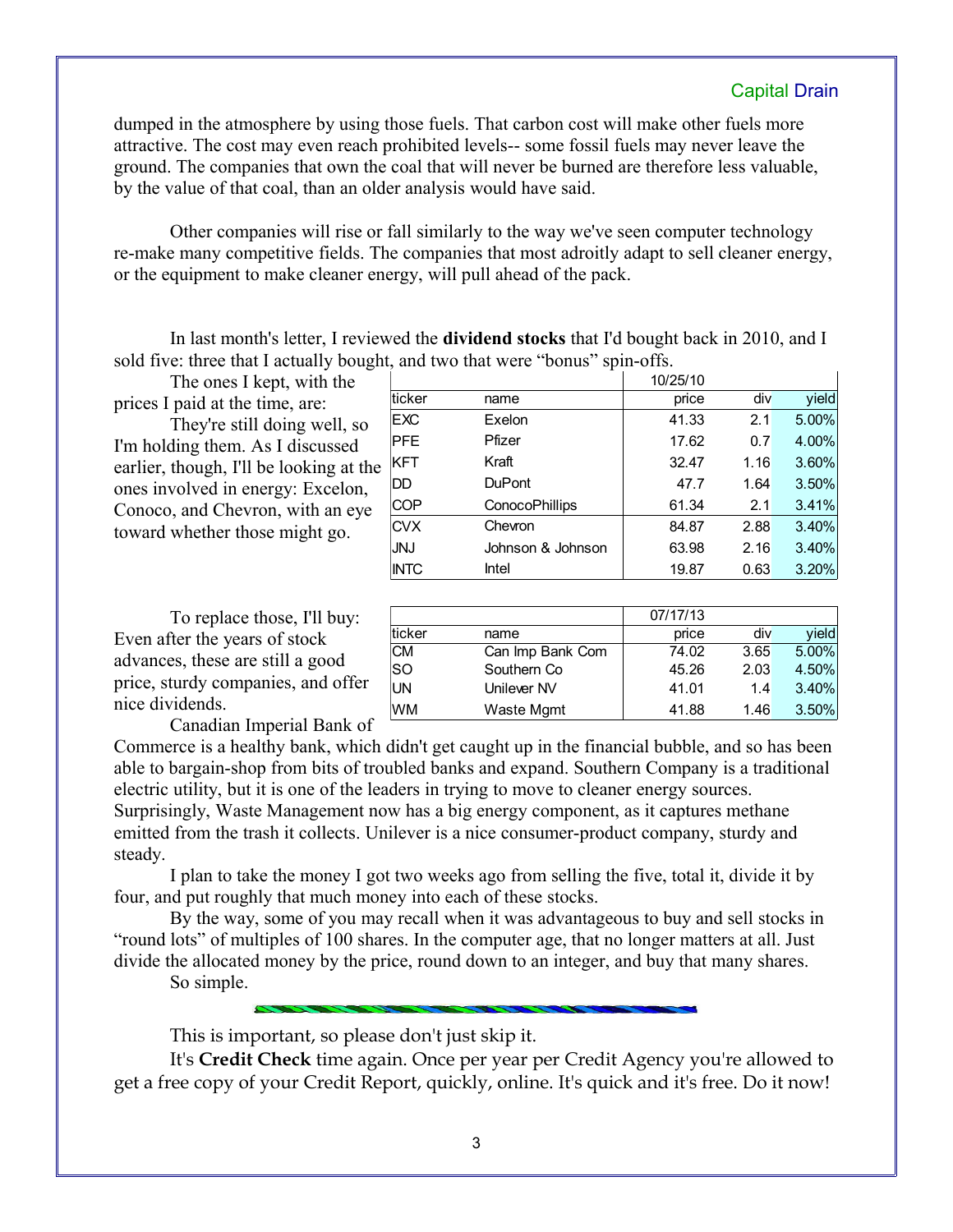dumped in the atmosphere by using those fuels. That carbon cost will make other fuels more attractive. The cost may even reach prohibited levels-- some fossil fuels may never leave the ground. The companies that own the coal that will never be burned are therefore less valuable, by the value of that coal, than an older analysis would have said.

Other companies will rise or fall similarly to the way we've seen computer technology re-make many competitive fields. The companies that most adroitly adapt to sell cleaner energy, or the equipment to make cleaner energy, will pull ahead of the pack.

In last month's letter, I reviewed the **dividend stocks** that I'd bought back in 2010, and I sold five: three that I actually bought, and two that were "bonus" spin-offs.

The ones I kept, with the prices I paid at the time, are:

| ticker | name | 10/25/10 price | div | yield |
|---|---|---|---|---|
| EXC | Exelon | 41.33 | 2.1 | 5.00% |
| PFE | Pfizer | 17.62 | 0.7 | 4.00% |
| KFT | Kraft | 32.47 | 1.16 | 3.60% |
| DD | DuPont | 47.7 | 1.64 | 3.50% |
| COP | ConocoPhillips | 61.34 | 2.1 | 3.41% |
| CVX | Chevron | 84.87 | 2.88 | 3.40% |
| JNJ | Johnson & Johnson | 63.98 | 2.16 | 3.40% |
| INTC | Intel | 19.87 | 0.63 | 3.20% |

They're still doing well, so I'm holding them. As I discussed earlier, though, I'll be looking at the ones involved in energy: Excelon, Conoco, and Chevron, with an eye toward whether those might go.

To replace those, I'll buy:

| ticker | name | 07/17/13 price | div | yield |
|---|---|---|---|---|
| CM | Can Imp Bank Com | 74.02 | 3.65 | 5.00% |
| SO | Southern Co | 45.26 | 2.03 | 4.50% |
| UN | Unilever NV | 41.01 | 1.4 | 3.40% |
| WM | Waste Mgmt | 41.88 | 1.46 | 3.50% |

Even after the years of stock advances, these are still a good price, sturdy companies, and offer nice dividends.

Canadian Imperial Bank of Commerce is a healthy bank, which didn't get caught up in the financial bubble, and so has been able to bargain-shop from bits of troubled banks and expand. Southern Company is a traditional electric utility, but it is one of the leaders in trying to move to cleaner energy sources. Surprisingly, Waste Management now has a big energy component, as it captures methane emitted from the trash it collects. Unilever is a nice consumer-product company, sturdy and steady.

I plan to take the money I got two weeks ago from selling the five, total it, divide it by four, and put roughly that much money into each of these stocks.

By the way, some of you may recall when it was advantageous to buy and sell stocks in "round lots" of multiples of 100 shares. In the computer age, that no longer matters at all. Just divide the allocated money by the price, round down to an integer, and buy that many shares.

So simple.

---

This is important, so please don't just skip it.

It's **Credit Check** time again. Once per year per Credit Agency you're allowed to get a free copy of your Credit Report, quickly, online. It's quick and it's free. Do it now!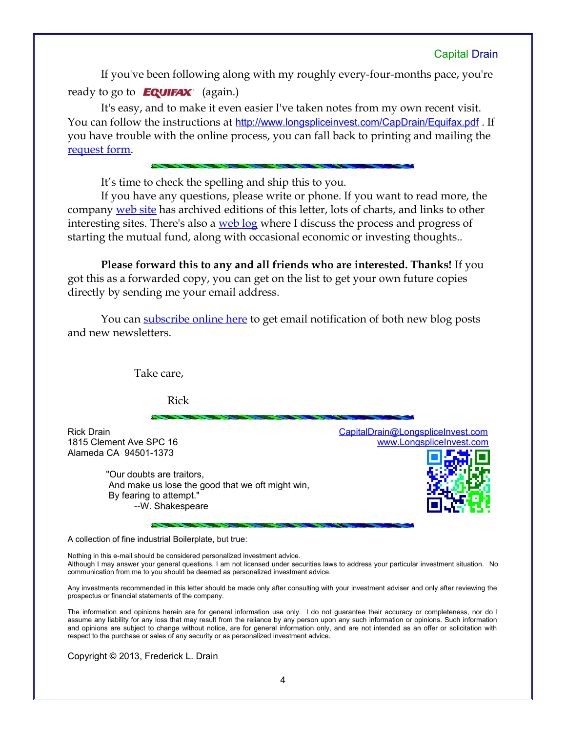If you've been following along with my roughly every-four-months pace, you're ready to go to EQUIFAX (again.)

It's easy, and to make it even easier I've taken notes from my own recent visit. You can follow the instructions at http://www.longspliceinvest.com/CapDrain/Equifax.pdf . If you have trouble with the online process, you can fall back to printing and mailing the request form.

---

It's time to check the spelling and ship this to you.

If you have any questions, please write or phone. If you want to read more, the company web site has archived editions of this letter, lots of charts, and links to other interesting sites. There's also a web log where I discuss the process and progress of starting the mutual fund, along with occasional economic or investing thoughts..

**Please forward this to any and all friends who are interested. Thanks!** If you got this as a forwarded copy, you can get on the list to get your own future copies directly by sending me your email address.

You can subscribe online here to get email notification of both new blog posts and new newsletters.

Take care,

Rick

---

Rick Drain
1815 Clement Ave SPC 16
Alameda CA 94501-1373

CapitalDrain@LongspliceInvest.com
www.LongspliceInvest.com

"Our doubts are traitors,
And make us lose the good that we oft might win,
By fearing to attempt."
--W. Shakespeare

---

A collection of fine industrial Boilerplate, but true:

Nothing in this e-mail should be considered personalized investment advice.
Although I may answer your general questions, I am not licensed under securities laws to address your particular investment situation. No communication from me to you should be deemed as personalized investment advice.

Any investments recommended in this letter should be made only after consulting with your investment adviser and only after reviewing the prospectus or financial statements of the company.

The information and opinions herein are for general information use only. I do not guarantee their accuracy or completeness, nor do I assume any liability for any loss that may result from the reliance by any person upon any such information or opinions. Such information and opinions are subject to change without notice, are for general information only, and are not intended as an offer or solicitation with respect to the purchase or sales of any security or as personalized investment advice.

Copyright © 2013, Frederick L. Drain